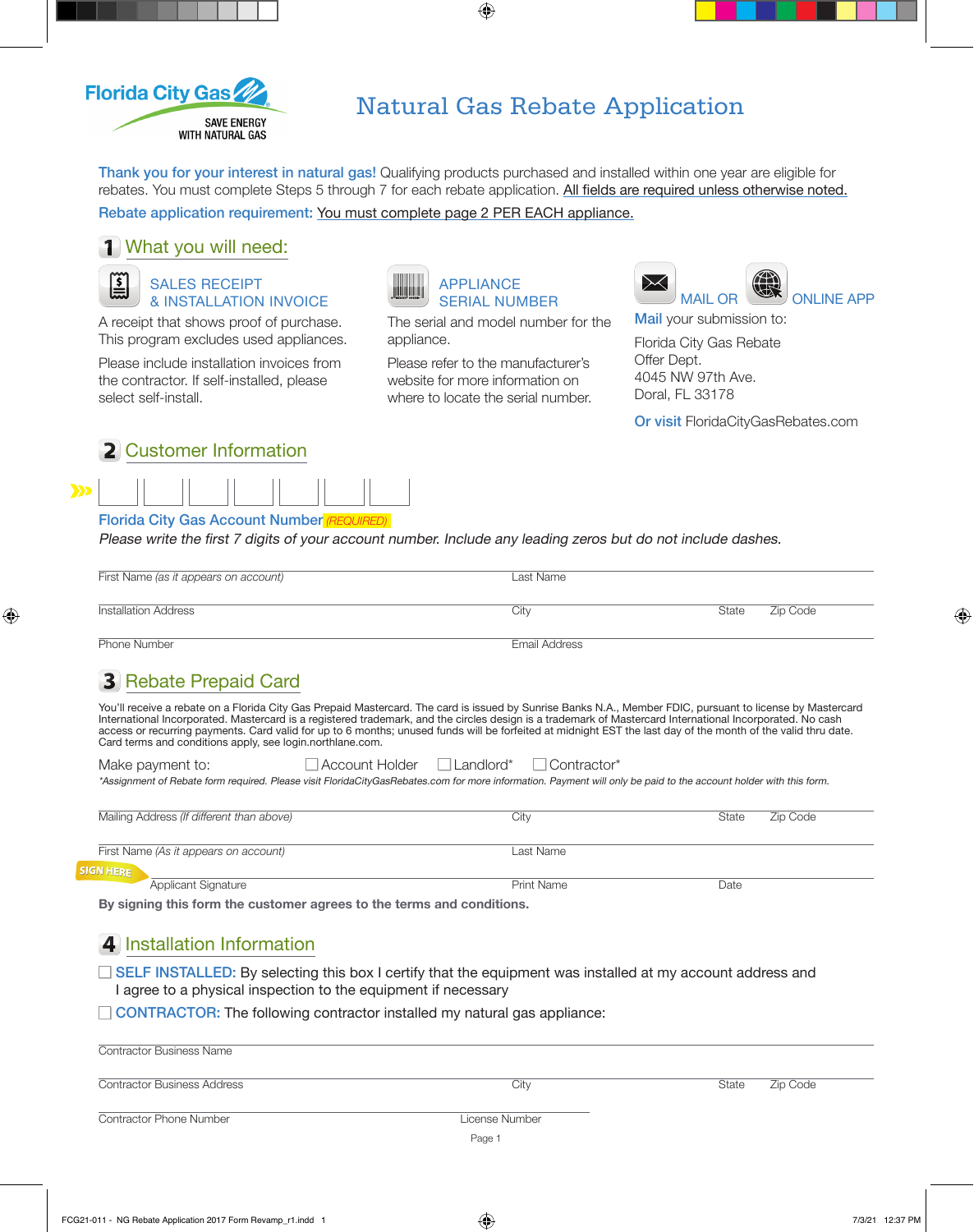Florida City Gas

SAVE ENERGY WITH NATURAL GAS

# Natural Gas Rebate Application

**Thank you for your interest in natural gas!** Qualifying products purchased and installed within one year are eligible for rebates. You must complete Steps 5 through 7 for each rebate application. All fields are required unless otherwise noted.

**Rebate application requirement:** You must complete page 2 PER EACH appliance.

## 1 What you will need:

### SALES RECEIPT & INSTALLATION INVOICE

A receipt that shows proof of purchase. This program excludes used appliances.

Please include installation invoices from the contractor. If self-installed, please select self-install.

### APPLIANCE SERIAL NUMBER

The serial and model number for the appliance.

Please refer to the manufacturer's website for more information on where to locate the serial number.

### MAIL OR ONLINE APP

**Mail** your submission to:

Florida City Gas Rebate
Offer Dept.
4045 NW 97th Ave.
Doral, FL 33178

**Or visit** FloridaCityGasRebates.com

## 2 Customer Information

| | | | | | | |
|---|---|---|---|---|---|---|
| | | | | | | |

**Florida City Gas Account Number** *(REQUIRED)*

*Please write the first 7 digits of your account number. Include any leading zeros but do not include dashes.*

First Name *(as it appears on account)* ____________ Last Name ____________

Installation Address ____________ City ____________ State ____________ Zip Code ____________

Phone Number ____________ Email Address ____________

## 3 Rebate Prepaid Card

You'll receive a rebate on a Florida City Gas Prepaid Mastercard. The card is issued by Sunrise Banks N.A., Member FDIC, pursuant to license by Mastercard International Incorporated. Mastercard is a registered trademark, and the circles design is a trademark of Mastercard International Incorporated. No cash access or recurring payments. Card valid for up to 6 months; unused funds will be forfeited at midnight EST the last day of the month of the valid thru date. Card terms and conditions apply, see login.northlane.com.

Make payment to: ☐ Account Holder ☐ Landlord* ☐ Contractor*

*\*Assignment of Rebate form required. Please visit FloridaCityGasRebates.com for more information. Payment will only be paid to the account holder with this form.*

Mailing Address *(If different than above)* ____________ City ____________ State ____________ Zip Code ____________

First Name *(As it appears on account)* ____________ Last Name ____________

SIGN HERE

Applicant Signature ____________ Print Name ____________ Date ____________

**By signing this form the customer agrees to the terms and conditions.**

## 4 Installation Information

☐ **SELF INSTALLED:** By selecting this box I certify that the equipment was installed at my account address and I agree to a physical inspection to the equipment if necessary

☐ **CONTRACTOR:** The following contractor installed my natural gas appliance:

Contractor Business Name ____________

Contractor Business Address ____________ City ____________ State ____________ Zip Code ____________

Contractor Phone Number ____________ License Number ____________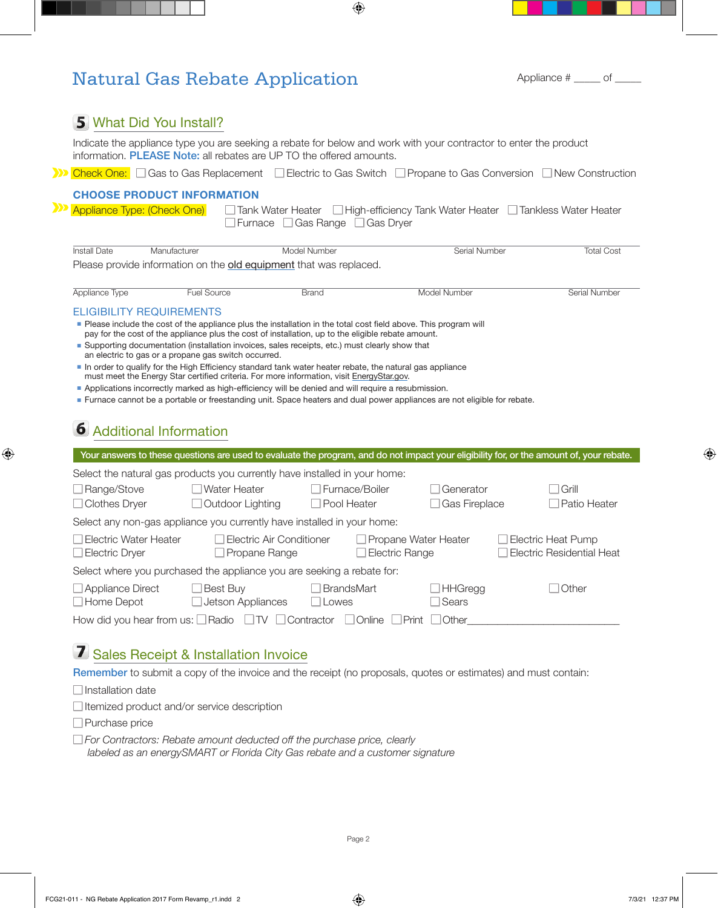# Natural Gas Rebate Application

Appliance # _____ of _____

## 5 What Did You Install?

Indicate the appliance type you are seeking a rebate for below and work with your contractor to enter the product information. **PLEASE Note:** all rebates are UP TO the offered amounts.

**Check One:** ☐ Gas to Gas Replacement ☐ Electric to Gas Switch ☐ Propane to Gas Conversion ☐ New Construction

### CHOOSE PRODUCT INFORMATION

**Appliance Type: (Check One)** ☐ Tank Water Heater ☐ High-efficiency Tank Water Heater ☐ Tankless Water Heater ☐ Furnace ☐ Gas Range ☐ Gas Dryer

| Install Date | Manufacturer | Model Number | Serial Number | Total Cost |
|---|---|---|---|---|
| | | | | |

Please provide information on the old equipment that was replaced.

| Appliance Type | Fuel Source | Brand | Model Number | Serial Number |
|---|---|---|---|---|
| | | | | |

### ELIGIBILITY REQUIREMENTS

- Please include the cost of the appliance plus the installation in the total cost field above. This program will pay for the cost of the appliance plus the cost of installation, up to the eligible rebate amount.
- Supporting documentation (installation invoices, sales receipts, etc.) must clearly show that an electric to gas or a propane gas switch occurred.
- In order to qualify for the High Efficiency standard tank water heater rebate, the natural gas appliance must meet the Energy Star certified criteria. For more information, visit EnergyStar.gov.
- Applications incorrectly marked as high-efficiency will be denied and will require a resubmission.
- Furnace cannot be a portable or freestanding unit. Space heaters and dual power appliances are not eligible for rebate.

## 6 Additional Information

**Your answers to these questions are used to evaluate the program, and do not impact your eligibility for, or the amount of, your rebate.**

Select the natural gas products you currently have installed in your home:

☐ Range/Stove ☐ Water Heater ☐ Furnace/Boiler ☐ Generator ☐ Grill
☐ Clothes Dryer ☐ Outdoor Lighting ☐ Pool Heater ☐ Gas Fireplace ☐ Patio Heater

Select any non-gas appliance you currently have installed in your home:

☐ Electric Water Heater ☐ Electric Air Conditioner ☐ Propane Water Heater ☐ Electric Heat Pump
☐ Electric Dryer ☐ Propane Range ☐ Electric Range ☐ Electric Residential Heat

Select where you purchased the appliance you are seeking a rebate for:

☐ Appliance Direct ☐ Best Buy ☐ BrandsMart ☐ HHGregg ☐ Other
☐ Home Depot ☐ Jetson Appliances ☐ Lowes ☐ Sears

How did you hear from us: ☐ Radio ☐ TV ☐ Contractor ☐ Online ☐ Print ☐ Other________________________

## 7 Sales Receipt & Installation Invoice

**Remember** to submit a copy of the invoice and the receipt (no proposals, quotes or estimates) and must contain:

☐ Installation date

☐ Itemized product and/or service description

☐ Purchase price

☐ *For Contractors: Rebate amount deducted off the purchase price, clearly labeled as an energySMART or Florida City Gas rebate and a customer signature*